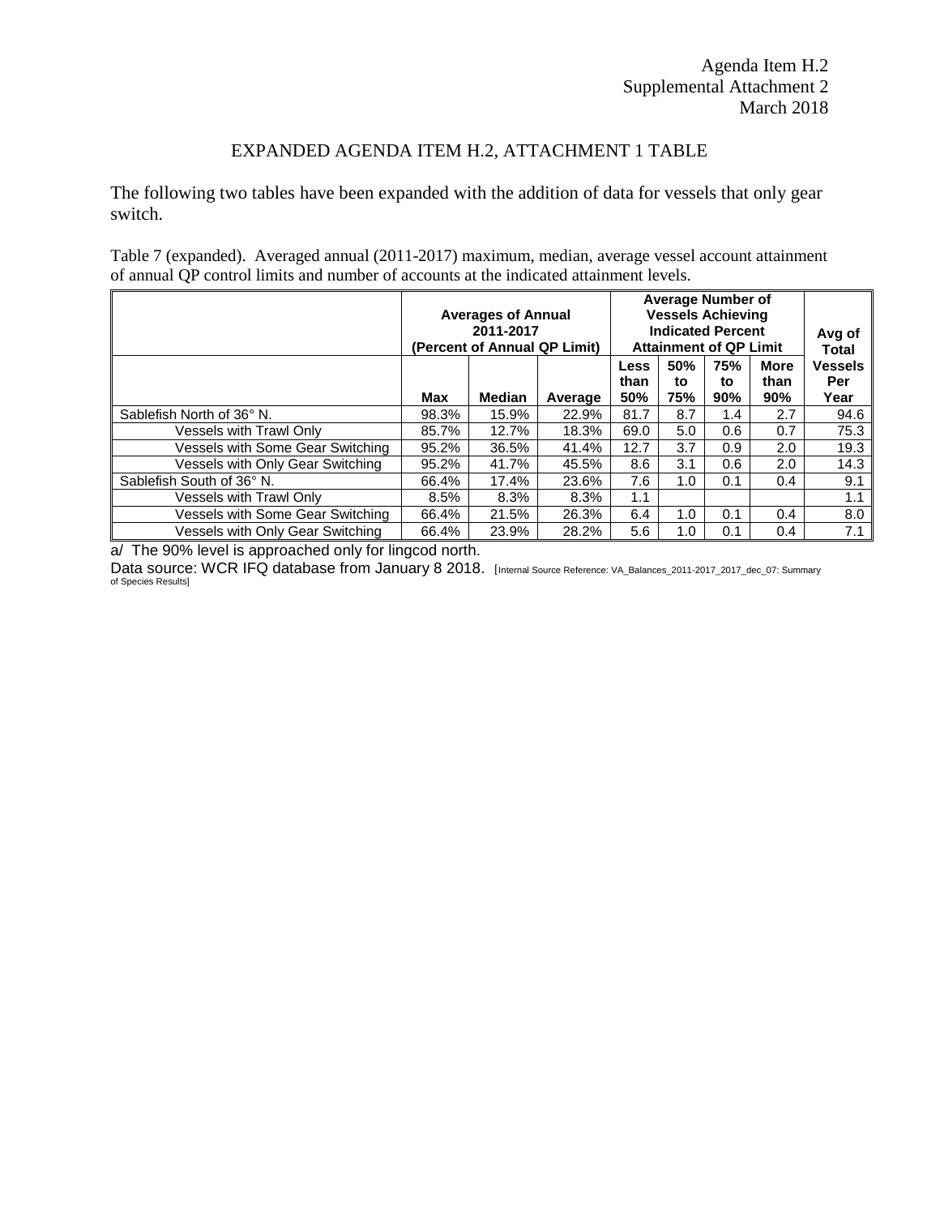Agenda Item H.2
Supplemental Attachment 2
March 2018

# EXPANDED AGENDA ITEM H.2, ATTACHMENT 1 TABLE

The following two tables have been expanded with the addition of data for vessels that only gear switch.

Table 7 (expanded). Averaged annual (2011-2017) maximum, median, average vessel account attainment of annual QP control limits and number of accounts at the indicated attainment levels.

| | Averages of Annual 2011-2017 (Percent of Annual QP Limit) | | | Average Number of Vessels Achieving Indicated Percent Attainment of QP Limit | | | | Avg of Total |
|---|---|---|---|---|---|---|---|---|
| | Max | Median | Average | Less than 50% | 50% to 75% | 75% to 90% | More than 90% | Vessels Per Year |
| Sablefish North of 36° N. | 98.3% | 15.9% | 22.9% | 81.7 | 8.7 | 1.4 | 2.7 | 94.6 |
| Vessels with Trawl Only | 85.7% | 12.7% | 18.3% | 69.0 | 5.0 | 0.6 | 0.7 | 75.3 |
| Vessels with Some Gear Switching | 95.2% | 36.5% | 41.4% | 12.7 | 3.7 | 0.9 | 2.0 | 19.3 |
| Vessels with Only Gear Switching | 95.2% | 41.7% | 45.5% | 8.6 | 3.1 | 0.6 | 2.0 | 14.3 |
| Sablefish South of 36° N. | 66.4% | 17.4% | 23.6% | 7.6 | 1.0 | 0.1 | 0.4 | 9.1 |
| Vessels with Trawl Only | 8.5% | 8.3% | 8.3% | 1.1 | | | | 1.1 |
| Vessels with Some Gear Switching | 66.4% | 21.5% | 26.3% | 6.4 | 1.0 | 0.1 | 0.4 | 8.0 |
| Vessels with Only Gear Switching | 66.4% | 23.9% | 28.2% | 5.6 | 1.0 | 0.1 | 0.4 | 7.1 |

a/ The 90% level is approached only for lingcod north.

Data source: WCR IFQ database from January 8 2018. [Internal Source Reference: VA_Balances_2011-2017_2017_dec_07: Summary of Species Results]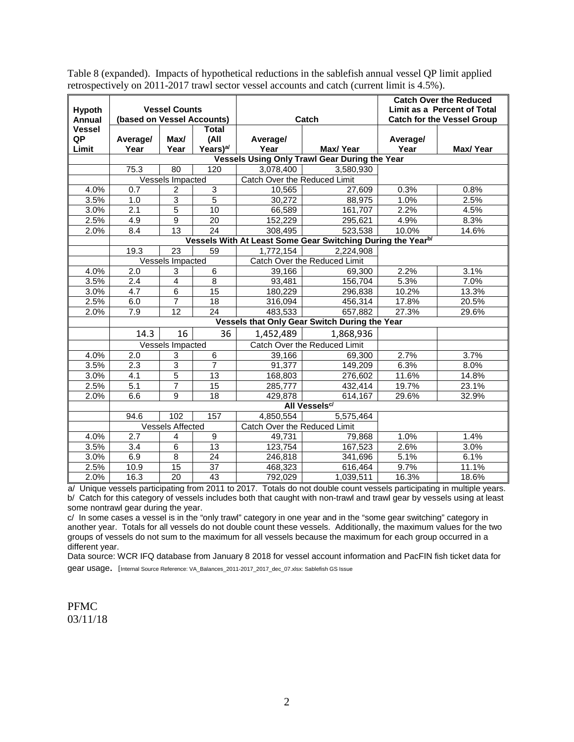Table 8 (expanded). Impacts of hypothetical reductions in the sablefish annual vessel QP limit applied retrospectively on 2011-2017 trawl sector vessel accounts and catch (current limit is 4.5%).

| Hypoth Annual Vessel QP Limit | Vessel Counts (based on Vessel Accounts) | | | Catch | | Catch Over the Reduced Limit as a Percent of Total Catch for the Vessel Group | |
|---|---|---|---|---|---|---|---|
| | Average/ Year | Max/ Year | Total (All Years)[a/] | Average/ Year | Max/ Year | Average/ Year | Max/ Year |
| | **Vessels Using Only Trawl Gear During the Year** | | | | | | |
| | 75.3 | 80 | 120 | 3,078,400 | 3,580,930 | | |
| | Vessels Impacted | | | Catch Over the Reduced Limit | | | |
| 4.0% | 0.7 | 2 | 3 | 10,565 | 27,609 | 0.3% | 0.8% |
| 3.5% | 1.0 | 3 | 5 | 30,272 | 88,975 | 1.0% | 2.5% |
| 3.0% | 2.1 | 5 | 10 | 66,589 | 161,707 | 2.2% | 4.5% |
| 2.5% | 4.9 | 9 | 20 | 152,229 | 295,621 | 4.9% | 8.3% |
| 2.0% | 8.4 | 13 | 24 | 308,495 | 523,538 | 10.0% | 14.6% |
| | **Vessels With At Least Some Gear Switching During the Year[b/]** | | | | | | |
| | 19.3 | 23 | 59 | 1,772,154 | 2,224,908 | | |
| | Vessels Impacted | | | Catch Over the Reduced Limit | | | |
| 4.0% | 2.0 | 3 | 6 | 39,166 | 69,300 | 2.2% | 3.1% |
| 3.5% | 2.4 | 4 | 8 | 93,481 | 156,704 | 5.3% | 7.0% |
| 3.0% | 4.7 | 6 | 15 | 180,229 | 296,838 | 10.2% | 13.3% |
| 2.5% | 6.0 | 7 | 18 | 316,094 | 456,314 | 17.8% | 20.5% |
| 2.0% | 7.9 | 12 | 24 | 483,533 | 657,882 | 27.3% | 29.6% |
| | **Vessels that Only Gear Switch During the Year** | | | | | | |
| | 14.3 | 16 | 36 | 1,452,489 | 1,868,936 | | |
| | Vessels Impacted | | | Catch Over the Reduced Limit | | | |
| 4.0% | 2.0 | 3 | 6 | 39,166 | 69,300 | 2.7% | 3.7% |
| 3.5% | 2.3 | 3 | 7 | 91,377 | 149,209 | 6.3% | 8.0% |
| 3.0% | 4.1 | 5 | 13 | 168,803 | 276,602 | 11.6% | 14.8% |
| 2.5% | 5.1 | 7 | 15 | 285,777 | 432,414 | 19.7% | 23.1% |
| 2.0% | 6.6 | 9 | 18 | 429,878 | 614,167 | 29.6% | 32.9% |
| | **All Vessels[c/]** | | | | | | |
| | 94.6 | 102 | 157 | 4,850,554 | 5,575,464 | | |
| | Vessels Affected | | | Catch Over the Reduced Limit | | | |
| 4.0% | 2.7 | 4 | 9 | 49,731 | 79,868 | 1.0% | 1.4% |
| 3.5% | 3.4 | 6 | 13 | 123,754 | 167,523 | 2.6% | 3.0% |
| 3.0% | 6.9 | 8 | 24 | 246,818 | 341,696 | 5.1% | 6.1% |
| 2.5% | 10.9 | 15 | 37 | 468,323 | 616,464 | 9.7% | 11.1% |
| 2.0% | 16.3 | 20 | 43 | 792,029 | 1,039,511 | 16.3% | 18.6% |

a/ Unique vessels participating from 2011 to 2017. Totals do not double count vessels participating in multiple years.
b/ Catch for this category of vessels includes both that caught with non-trawl and trawl gear by vessels using at least some nontrawl gear during the year.
c/ In some cases a vessel is in the "only trawl" category in one year and in the "some gear switching" category in another year. Totals for all vessels do not double count these vessels. Additionally, the maximum values for the two groups of vessels do not sum to the maximum for all vessels because the maximum for each group occurred in a different year.
Data source: WCR IFQ database from January 8 2018 for vessel account information and PacFIN fish ticket data for gear usage. [Internal Source Reference: VA_Balances_2011-2017_2017_dec_07.xlsx: Sablefish GS Issue

PFMC
03/11/18